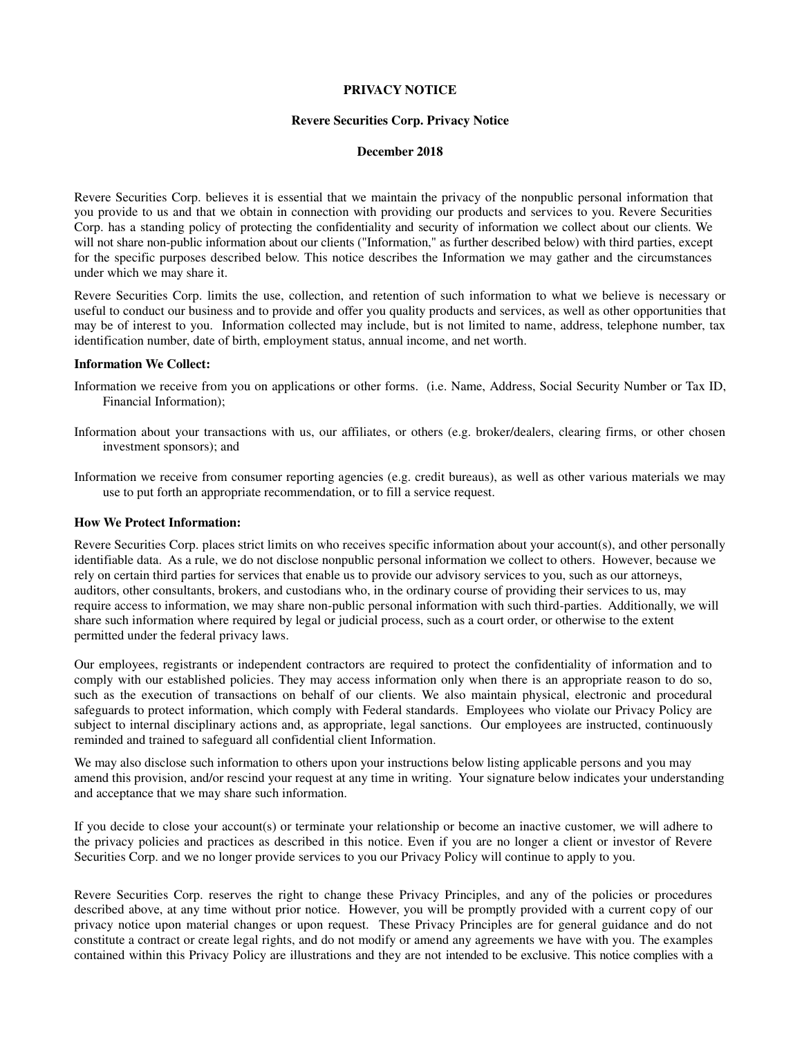**PRIVACY NOTICE**

**Revere Securities Corp. Privacy Notice**

**December 2018**

Revere Securities Corp. believes it is essential that we maintain the privacy of the nonpublic personal information that you provide to us and that we obtain in connection with providing our products and services to you. Revere Securities Corp. has a standing policy of protecting the confidentiality and security of information we collect about our clients. We will not share non-public information about our clients ("Information," as further described below) with third parties, except for the specific purposes described below. This notice describes the Information we may gather and the circumstances under which we may share it.

Revere Securities Corp. limits the use, collection, and retention of such information to what we believe is necessary or useful to conduct our business and to provide and offer you quality products and services, as well as other opportunities that may be of interest to you. Information collected may include, but is not limited to name, address, telephone number, tax identification number, date of birth, employment status, annual income, and net worth.

**Information We Collect:**

Information we receive from you on applications or other forms. (i.e. Name, Address, Social Security Number or Tax ID, Financial Information);

Information about your transactions with us, our affiliates, or others (e.g. broker/dealers, clearing firms, or other chosen investment sponsors); and

Information we receive from consumer reporting agencies (e.g. credit bureaus), as well as other various materials we may use to put forth an appropriate recommendation, or to fill a service request.

**How We Protect Information:**

Revere Securities Corp. places strict limits on who receives specific information about your account(s), and other personally identifiable data. As a rule, we do not disclose nonpublic personal information we collect to others. However, because we rely on certain third parties for services that enable us to provide our advisory services to you, such as our attorneys, auditors, other consultants, brokers, and custodians who, in the ordinary course of providing their services to us, may require access to information, we may share non-public personal information with such third-parties. Additionally, we will share such information where required by legal or judicial process, such as a court order, or otherwise to the extent permitted under the federal privacy laws.

Our employees, registrants or independent contractors are required to protect the confidentiality of information and to comply with our established policies. They may access information only when there is an appropriate reason to do so, such as the execution of transactions on behalf of our clients. We also maintain physical, electronic and procedural safeguards to protect information, which comply with Federal standards. Employees who violate our Privacy Policy are subject to internal disciplinary actions and, as appropriate, legal sanctions. Our employees are instructed, continuously reminded and trained to safeguard all confidential client Information.

We may also disclose such information to others upon your instructions below listing applicable persons and you may amend this provision, and/or rescind your request at any time in writing. Your signature below indicates your understanding and acceptance that we may share such information.

If you decide to close your account(s) or terminate your relationship or become an inactive customer, we will adhere to the privacy policies and practices as described in this notice. Even if you are no longer a client or investor of Revere Securities Corp. and we no longer provide services to you our Privacy Policy will continue to apply to you.

Revere Securities Corp. reserves the right to change these Privacy Principles, and any of the policies or procedures described above, at any time without prior notice. However, you will be promptly provided with a current copy of our privacy notice upon material changes or upon request. These Privacy Principles are for general guidance and do not constitute a contract or create legal rights, and do not modify or amend any agreements we have with you. The examples contained within this Privacy Policy are illustrations and they are not intended to be exclusive. This notice complies with a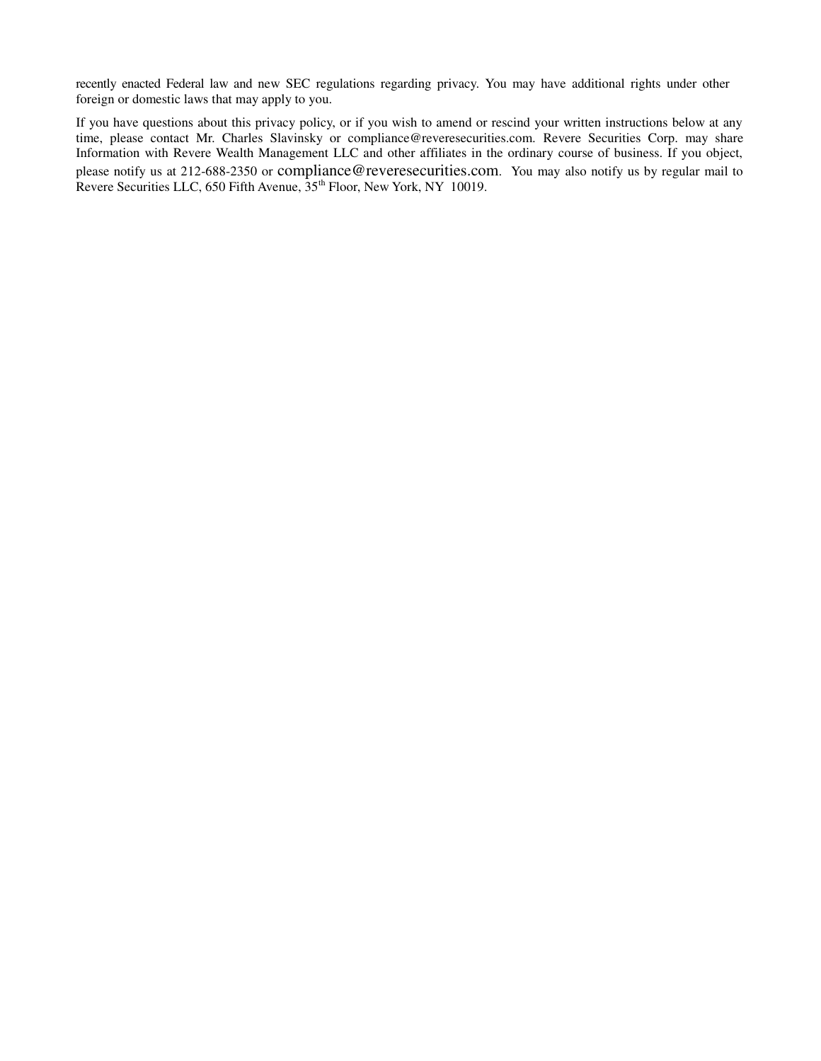recently enacted Federal law and new SEC regulations regarding privacy. You may have additional rights under other foreign or domestic laws that may apply to you.

If you have questions about this privacy policy, or if you wish to amend or rescind your written instructions below at any time, please contact Mr. Charles Slavinsky or compliance@reveresecurities.com. Revere Securities Corp. may share Information with Revere Wealth Management LLC and other affiliates in the ordinary course of business. If you object, please notify us at 212-688-2350 or compliance@reveresecurities.com. You may also notify us by regular mail to Revere Securities LLC, 650 Fifth Avenue, 35th Floor, New York, NY 10019.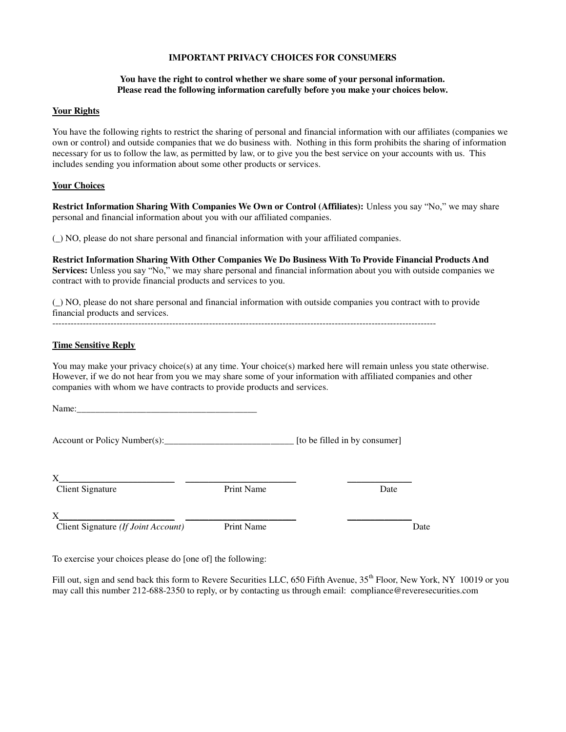**IMPORTANT PRIVACY CHOICES FOR CONSUMERS**

**You have the right to control whether we share some of your personal information.**
**Please read the following information carefully before you make your choices below.**

## Your Rights

You have the following rights to restrict the sharing of personal and financial information with our affiliates (companies we own or control) and outside companies that we do business with. Nothing in this form prohibits the sharing of information necessary for us to follow the law, as permitted by law, or to give you the best service on your accounts with us. This includes sending you information about some other products or services.

## Your Choices

**Restrict Information Sharing With Companies We Own or Control (Affiliates):** Unless you say "No," we may share personal and financial information about you with our affiliated companies.

(_) NO, please do not share personal and financial information with your affiliated companies.

**Restrict Information Sharing With Other Companies We Do Business With To Provide Financial Products And Services:** Unless you say "No," we may share personal and financial information about you with outside companies we contract with to provide financial products and services to you.

(_) NO, please do not share personal and financial information with outside companies you contract with to provide financial products and services.

---

## Time Sensitive Reply

You may make your privacy choice(s) at any time. Your choice(s) marked here will remain unless you state otherwise. However, if we do not hear from you we may share some of your information with affiliated companies and other companies with whom we have contracts to provide products and services.

Name:________________________________________

Account or Policy Number(s):____________________________ [to be filled in by consumer]

X_________________________ _________________________ ______________
Client Signature Print Name Date

X_________________________ _________________________ ______________
Client Signature *(If Joint Account)* Print Name Date

To exercise your choices please do [one of] the following:

Fill out, sign and send back this form to Revere Securities LLC, 650 Fifth Avenue, 35th Floor, New York, NY 10019 or you may call this number 212-688-2350 to reply, or by contacting us through email: compliance@reveresecurities.com